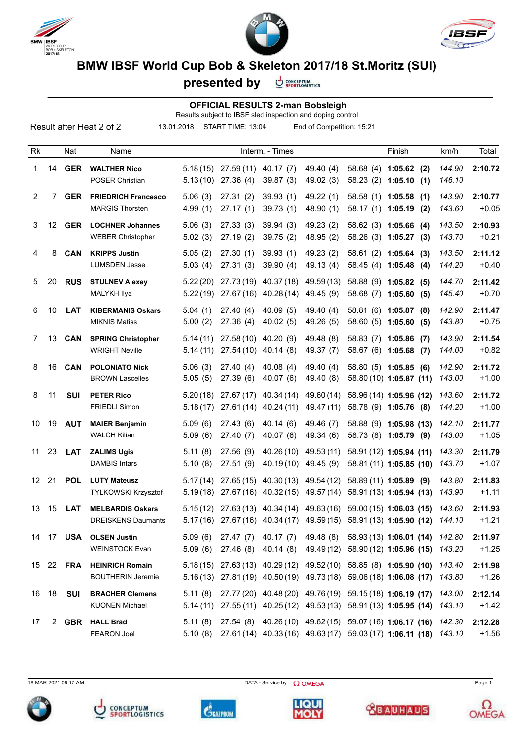# BMW IBSF World Cup Bob & Skeleton 2017/18 St.Moritz (SUI)

## presented by

### OFFICIAL RESULTS 2-man Bobsleigh

Results subject to IBSF sled inspection and doping control

Result after Heat 2 of 2 | 13.01.2018 | START TIME: 13:04 | End of Competition: 15:21

| Rk | | Nat | Name | Interm. - Times | | | | Finish | | km/h | Total |
|---|---|---|---|---|---|---|---|---|---|---|---|
| 1 | 14 | **GER** | **WALTHER Nico** | 5.18 (15) | 27.59 (11) | 40.17 (7) | 49.40 (4) | 58.68 (4) | **1:05.62 (2)** | *144.90* | **2:10.72** |
| | | | POSER Christian | 5.13 (10) | 27.36 (4) | 39.87 (3) | 49.02 (3) | 58.23 (2) | **1:05.10 (1)** | *146.10* | |
| 2 | 7 | **GER** | **FRIEDRICH Francesco** | 5.06 (3) | 27.31 (2) | 39.93 (1) | 49.22 (1) | 58.58 (1) | **1:05.58 (1)** | *143.90* | **2:10.77** |
| | | | MARGIS Thorsten | 4.99 (1) | 27.17 (1) | 39.73 (1) | 48.90 (1) | 58.17 (1) | **1:05.19 (2)** | *143.60* | +0.05 |
| 3 | 12 | **GER** | **LOCHNER Johannes** | 5.06 (3) | 27.33 (3) | 39.94 (3) | 49.23 (2) | 58.62 (3) | **1:05.66 (4)** | *143.50* | **2:10.93** |
| | | | WEBER Christopher | 5.02 (3) | 27.19 (2) | 39.75 (2) | 48.95 (2) | 58.26 (3) | **1:05.27 (3)** | *143.70* | +0.21 |
| 4 | 8 | **CAN** | **KRIPPS Justin** | 5.05 (2) | 27.30 (1) | 39.93 (1) | 49.23 (2) | 58.61 (2) | **1:05.64 (3)** | *143.50* | **2:11.12** |
| | | | LUMSDEN Jesse | 5.03 (4) | 27.31 (3) | 39.90 (4) | 49.13 (4) | 58.45 (4) | **1:05.48 (4)** | *144.20* | +0.40 |
| 5 | 20 | **RUS** | **STULNEV Alexey** | 5.22 (20) | 27.73 (19) | 40.37 (18) | 49.59 (13) | 58.88 (9) | **1:05.82 (5)** | *144.70* | **2:11.42** |
| | | | MALYKH Ilya | 5.22 (19) | 27.67 (16) | 40.28 (14) | 49.45 (9) | 58.68 (7) | **1:05.60 (5)** | *145.40* | +0.70 |
| 6 | 10 | **LAT** | **KIBERMANIS Oskars** | 5.04 (1) | 27.40 (4) | 40.09 (5) | 49.40 (4) | 58.81 (6) | **1:05.87 (8)** | *142.90* | **2:11.47** |
| | | | MIKNIS Matiss | 5.00 (2) | 27.36 (4) | 40.02 (5) | 49.26 (5) | 58.60 (5) | **1:05.60 (5)** | *143.80* | +0.75 |
| 7 | 13 | **CAN** | **SPRING Christopher** | 5.14 (11) | 27.58 (10) | 40.20 (9) | 49.48 (8) | 58.83 (7) | **1:05.86 (7)** | *143.90* | **2:11.54** |
| | | | WRIGHT Neville | 5.14 (11) | 27.54 (10) | 40.14 (8) | 49.37 (7) | 58.67 (6) | **1:05.68 (7)** | *144.00* | +0.82 |
| 8 | 16 | **CAN** | **POLONIATO Nick** | 5.06 (3) | 27.40 (4) | 40.08 (4) | 49.40 (4) | 58.80 (5) | **1:05.85 (6)** | *142.90* | **2:11.72** |
| | | | BROWN Lascelles | 5.05 (5) | 27.39 (6) | 40.07 (6) | 49.40 (8) | 58.80 (10) | **1:05.87 (11)** | *143.00* | +1.00 |
| 8 | 11 | **SUI** | **PETER Rico** | 5.20 (18) | 27.67 (17) | 40.34 (14) | 49.60 (14) | 58.96 (14) | **1:05.96 (12)** | *143.60* | **2:11.72** |
| | | | FRIEDLI Simon | 5.18 (17) | 27.61 (14) | 40.24 (11) | 49.47 (11) | 58.78 (9) | **1:05.76 (8)** | *144.20* | +1.00 |
| 10 | 19 | **AUT** | **MAIER Benjamin** | 5.09 (6) | 27.43 (6) | 40.14 (6) | 49.46 (7) | 58.88 (9) | **1:05.98 (13)** | *142.10* | **2:11.77** |
| | | | WALCH Kilian | 5.09 (6) | 27.40 (7) | 40.07 (6) | 49.34 (6) | 58.73 (8) | **1:05.79 (9)** | *143.00* | +1.05 |
| 11 | 23 | **LAT** | **ZALIMS Ugis** | 5.11 (8) | 27.56 (9) | 40.26 (10) | 49.53 (11) | 58.91 (12) | **1:05.94 (11)** | *143.30* | **2:11.79** |
| | | | DAMBIS Intars | 5.10 (8) | 27.51 (9) | 40.19 (10) | 49.45 (9) | 58.81 (11) | **1:05.85 (10)** | *143.70* | +1.07 |
| 12 | 21 | **POL** | **LUTY Mateusz** | 5.17 (14) | 27.65 (15) | 40.30 (13) | 49.54 (12) | 58.89 (11) | **1:05.89 (9)** | *143.80* | **2:11.83** |
| | | | TYLKOWSKI Krzysztof | 5.19 (18) | 27.67 (16) | 40.32 (15) | 49.57 (14) | 58.91 (13) | **1:05.94 (13)** | *143.90* | +1.11 |
| 13 | 15 | **LAT** | **MELBARDIS Oskars** | 5.15 (12) | 27.63 (13) | 40.34 (14) | 49.63 (16) | 59.00 (15) | **1:06.03 (15)** | *143.60* | **2:11.93** |
| | | | DREISKENS Daumants | 5.17 (16) | 27.67 (16) | 40.34 (17) | 49.59 (15) | 58.91 (13) | **1:05.90 (12)** | *144.10* | +1.21 |
| 14 | 17 | **USA** | **OLSEN Justin** | 5.09 (6) | 27.47 (7) | 40.17 (7) | 49.48 (8) | 58.93 (13) | **1:06.01 (14)** | *142.80* | **2:11.97** |
| | | | WEINSTOCK Evan | 5.09 (6) | 27.46 (8) | 40.14 (8) | 49.49 (12) | 58.90 (12) | **1:05.96 (15)** | *143.20* | +1.25 |
| 15 | 22 | **FRA** | **HEINRICH Romain** | 5.18 (15) | 27.63 (13) | 40.29 (12) | 49.52 (10) | 58.85 (8) | **1:05.90 (10)** | *143.40* | **2:11.98** |
| | | | BOUTHERIN Jeremie | 5.16 (13) | 27.81 (19) | 40.50 (19) | 49.73 (18) | 59.06 (18) | **1:06.08 (17)** | *143.80* | +1.26 |
| 16 | 18 | **SUI** | **BRACHER Clemens** | 5.11 (8) | 27.77 (20) | 40.48 (20) | 49.76 (19) | 59.15 (18) | **1:06.19 (17)** | *143.00* | **2:12.14** |
| | | | KUONEN Michael | 5.14 (11) | 27.55 (11) | 40.25 (12) | 49.53 (13) | 58.91 (13) | **1:05.95 (14)** | *143.10* | +1.42 |
| 17 | 2 | **GBR** | **HALL Brad** | 5.11 (8) | 27.54 (8) | 40.26 (10) | 49.62 (15) | 59.07 (16) | **1:06.17 (16)** | *142.30* | **2:12.28** |
| | | | FEARON Joel | 5.10 (8) | 27.61 (14) | 40.33 (16) | 49.63 (17) | 59.03 (17) | **1:06.11 (18)** | *143.10* | +1.56 |

18 MAR 2021 08:17 AM — DATA - Service by OMEGA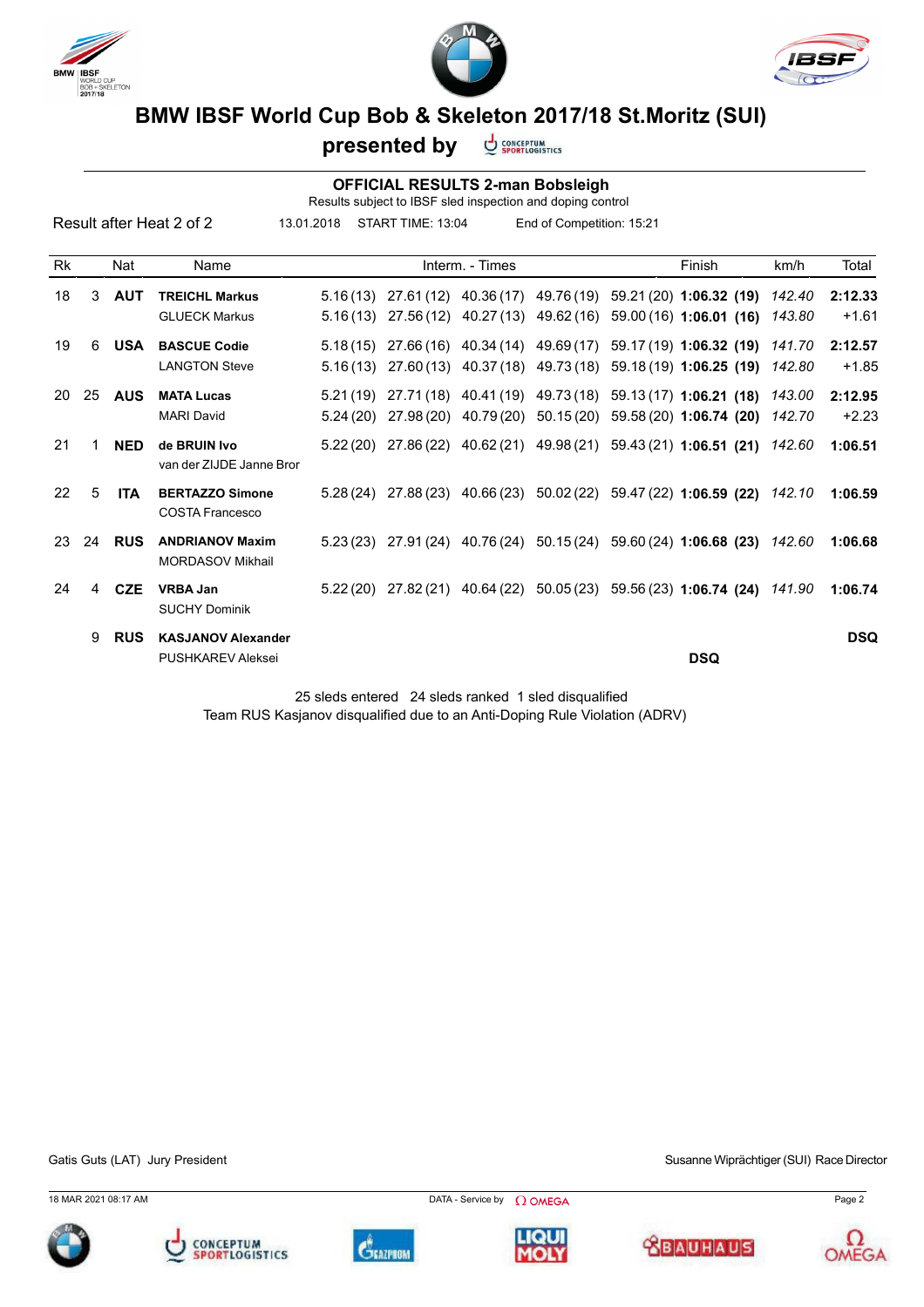# BMW IBSF World Cup Bob & Skeleton 2017/18 St.Moritz (SUI)

## presented by CONCEPTUM SPORTLOGISTICS

### OFFICIAL RESULTS 2-man Bobsleigh

Results subject to IBSF sled inspection and doping control

Result after Heat 2 of 2 | 13.01.2018 | START TIME: 13:04 | End of Competition: 15:21

| Rk | | Nat | Name | Interm. - Times | | | | | Finish | km/h | Total |
|---|---|---|---|---|---|---|---|---|---|---|---|
| 18 | 3 | **AUT** | **TREICHL Markus** | 5.16 (13) | 27.61 (12) | 40.36 (17) | 49.76 (19) | 59.21 (20) | **1:06.32 (19)** | *142.40* | **2:12.33** |
| | | | GLUECK Markus | 5.16 (13) | 27.56 (12) | 40.27 (13) | 49.62 (16) | 59.00 (16) | **1:06.01 (16)** | *143.80* | +1.61 |
| 19 | 6 | **USA** | **BASCUE Codie** | 5.18 (15) | 27.66 (16) | 40.34 (14) | 49.69 (17) | 59.17 (19) | **1:06.32 (19)** | *141.70* | **2:12.57** |
| | | | LANGTON Steve | 5.16 (13) | 27.60 (13) | 40.37 (18) | 49.73 (18) | 59.18 (19) | **1:06.25 (19)** | *142.80* | +1.85 |
| 20 | 25 | **AUS** | **MATA Lucas** | 5.21 (19) | 27.71 (18) | 40.41 (19) | 49.73 (18) | 59.13 (17) | **1:06.21 (18)** | *143.00* | **2:12.95** |
| | | | MARI David | 5.24 (20) | 27.98 (20) | 40.79 (20) | 50.15 (20) | 59.58 (20) | **1:06.74 (20)** | *142.70* | +2.23 |
| 21 | 1 | **NED** | **de BRUIN Ivo** | 5.22 (20) | 27.86 (22) | 40.62 (21) | 49.98 (21) | 59.43 (21) | **1:06.51 (21)** | *142.60* | **1:06.51** |
| | | | van der ZIJDE Janne Bror | | | | | | | | |
| 22 | 5 | **ITA** | **BERTAZZO Simone** | 5.28 (24) | 27.88 (23) | 40.66 (23) | 50.02 (22) | 59.47 (22) | **1:06.59 (22)** | *142.10* | **1:06.59** |
| | | | COSTA Francesco | | | | | | | | |
| 23 | 24 | **RUS** | **ANDRIANOV Maxim** | 5.23 (23) | 27.91 (24) | 40.76 (24) | 50.15 (24) | 59.60 (24) | **1:06.68 (23)** | *142.60* | **1:06.68** |
| | | | MORDASOV Mikhail | | | | | | | | |
| 24 | 4 | **CZE** | **VRBA Jan** | 5.22 (20) | 27.82 (21) | 40.64 (22) | 50.05 (23) | 59.56 (23) | **1:06.74 (24)** | *141.90* | **1:06.74** |
| | | | SUCHY Dominik | | | | | | | | |
| | 9 | **RUS** | **KASJANOV Alexander** | | | | | | | | **DSQ** |
| | | | PUSHKAREV Aleksei | | | | | | **DSQ** | | |

25 sleds entered 24 sleds ranked 1 sled disqualified

Team RUS Kasjanov disqualified due to an Anti-Doping Rule Violation (ADRV)

Gatis Guts (LAT) Jury President

Susanne Wiprächtiger (SUI) Race Director

18 MAR 2021 08:17 AM

DATA - Service by OMEGA